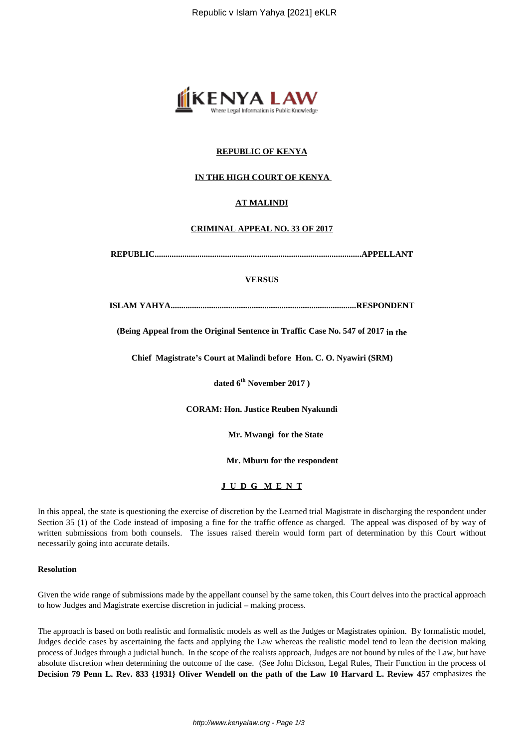**REPUBLIC OF KENYA**

**IN THE HIGH COURT OF KENYA**

**AT MALINDI**

**CRIMINAL APPEAL NO. 33 OF 2017**

**REPUBLIC.................................................................................................APPELLANT**

**VERSUS**

**ISLAM YAHYA.......................................................................................RESPONDENT**

**(Being Appeal from the Original Sentence in Traffic Case No. 547 of 2017 in the**

**Chief Magistrate's Court at Malindi before Hon. C. O. Nyawiri (SRM)**

**dated 6th November 2017 )**

**CORAM: Hon. Justice Reuben Nyakundi**

**Mr. Mwangi for the State**

**Mr. Mburu for the respondent**

**J U D G M E N T**

In this appeal, the state is questioning the exercise of discretion by the Learned trial Magistrate in discharging the respondent under Section 35 (1) of the Code instead of imposing a fine for the traffic offence as charged. The appeal was disposed of by way of written submissions from both counsels. The issues raised therein would form part of determination by this Court without necessarily going into accurate details.

**Resolution**

Given the wide range of submissions made by the appellant counsel by the same token, this Court delves into the practical approach to how Judges and Magistrate exercise discretion in judicial – making process.

The approach is based on both realistic and formalistic models as well as the Judges or Magistrates opinion. By formalistic model, Judges decide cases by ascertaining the facts and applying the Law whereas the realistic model tend to lean the decision making process of Judges through a judicial hunch. In the scope of the realists approach, Judges are not bound by rules of the Law, but have absolute discretion when determining the outcome of the case. (See John Dickson, Legal Rules, Their Function in the process of **Decision 79 Penn L. Rev. 833 {1931} Oliver Wendell on the path of the Law 10 Harvard L. Review 457** emphasizes the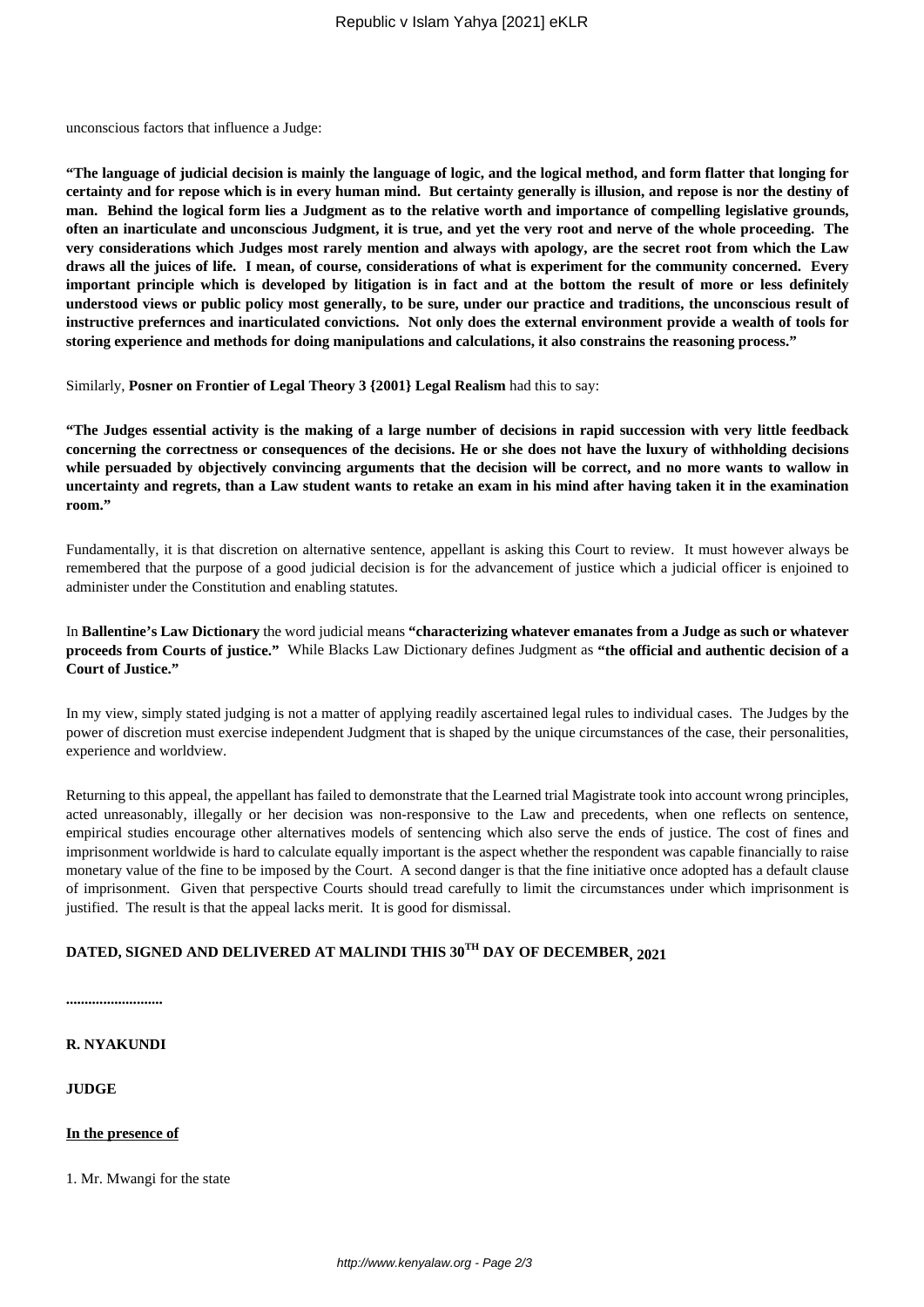unconscious factors that influence a Judge:

**"The language of judicial decision is mainly the language of logic, and the logical method, and form flatter that longing for certainty and for repose which is in every human mind. But certainty generally is illusion, and repose is nor the destiny of man. Behind the logical form lies a Judgment as to the relative worth and importance of compelling legislative grounds, often an inarticulate and unconscious Judgment, it is true, and yet the very root and nerve of the whole proceeding. The very considerations which Judges most rarely mention and always with apology, are the secret root from which the Law draws all the juices of life. I mean, of course, considerations of what is experiment for the community concerned. Every important principle which is developed by litigation is in fact and at the bottom the result of more or less definitely understood views or public policy most generally, to be sure, under our practice and traditions, the unconscious result of instructive prefernces and inarticulated convictions. Not only does the external environment provide a wealth of tools for storing experience and methods for doing manipulations and calculations, it also constrains the reasoning process."**

Similarly, **Posner on Frontier of Legal Theory 3 {2001} Legal Realism** had this to say:

**"The Judges essential activity is the making of a large number of decisions in rapid succession with very little feedback concerning the correctness or consequences of the decisions. He or she does not have the luxury of withholding decisions while persuaded by objectively convincing arguments that the decision will be correct, and no more wants to wallow in uncertainty and regrets, than a Law student wants to retake an exam in his mind after having taken it in the examination room."**

Fundamentally, it is that discretion on alternative sentence, appellant is asking this Court to review. It must however always be remembered that the purpose of a good judicial decision is for the advancement of justice which a judicial officer is enjoined to administer under the Constitution and enabling statutes.

In **Ballentine's Law Dictionary** the word judicial means **"characterizing whatever emanates from a Judge as such or whatever proceeds from Courts of justice."** While Blacks Law Dictionary defines Judgment as **"the official and authentic decision of a Court of Justice."**

In my view, simply stated judging is not a matter of applying readily ascertained legal rules to individual cases. The Judges by the power of discretion must exercise independent Judgment that is shaped by the unique circumstances of the case, their personalities, experience and worldview.

Returning to this appeal, the appellant has failed to demonstrate that the Learned trial Magistrate took into account wrong principles, acted unreasonably, illegally or her decision was non-responsive to the Law and precedents, when one reflects on sentence, empirical studies encourage other alternatives models of sentencing which also serve the ends of justice. The cost of fines and imprisonment worldwide is hard to calculate equally important is the aspect whether the respondent was capable financially to raise monetary value of the fine to be imposed by the Court. A second danger is that the fine initiative once adopted has a default clause of imprisonment. Given that perspective Courts should tread carefully to limit the circumstances under which imprisonment is justified. The result is that the appeal lacks merit. It is good for dismissal.

**DATED, SIGNED AND DELIVERED AT MALINDI THIS 30TH DAY OF DECEMBER, 2021**

**..........................**

**R. NYAKUNDI**

**JUDGE**

**In the presence of**

1. Mr. Mwangi for the state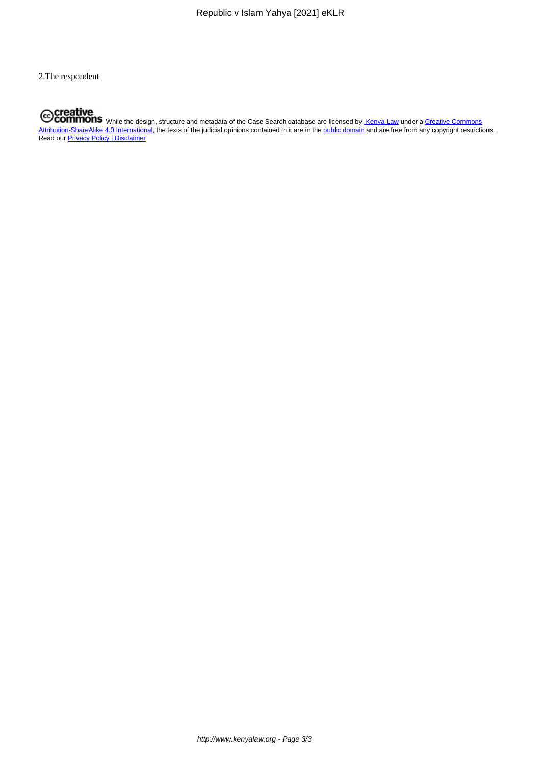2.The respondent

While the design, structure and metadata of the Case Search database are licensed by Kenya Law under a Creative Commons Attribution-ShareAlike 4.0 International, the texts of the judicial opinions contained in it are in the public domain and are free from any copyright restrictions. Read our Privacy Policy | Disclaimer